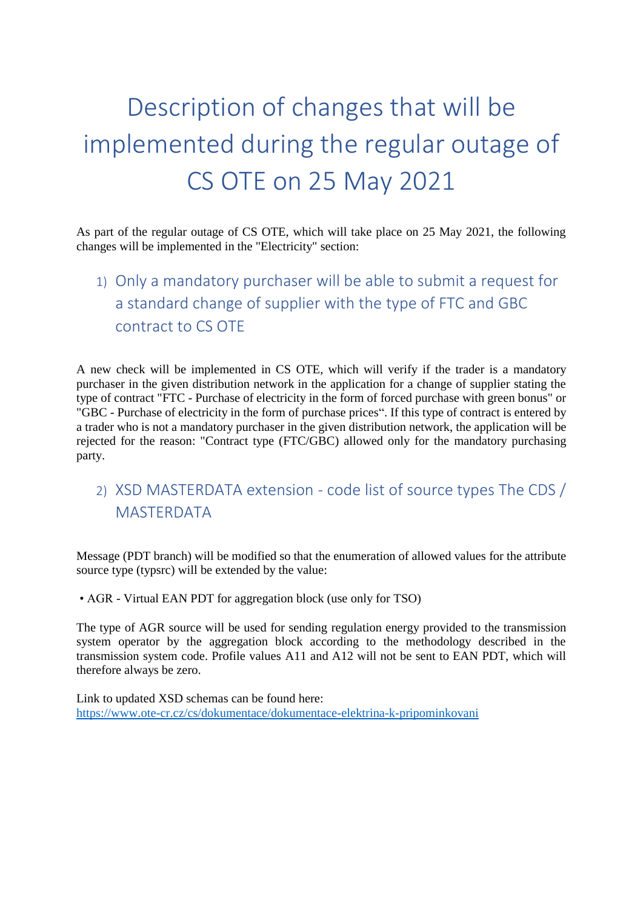# Description of changes that will be implemented during the regular outage of CS OTE on 25 May 2021

As part of the regular outage of CS OTE, which will take place on 25 May 2021, the following changes will be implemented in the "Electricity" section:

## 1) Only a mandatory purchaser will be able to submit a request for a standard change of supplier with the type of FTC and GBC contract to CS OTE

A new check will be implemented in CS OTE, which will verify if the trader is a mandatory purchaser in the given distribution network in the application for a change of supplier stating the type of contract "FTC - Purchase of electricity in the form of forced purchase with green bonus" or "GBC - Purchase of electricity in the form of purchase prices". If this type of contract is entered by a trader who is not a mandatory purchaser in the given distribution network, the application will be rejected for the reason: "Contract type (FTC/GBC) allowed only for the mandatory purchasing party.

## 2) XSD MASTERDATA extension - code list of source types The CDS / MASTERDATA

Message (PDT branch) will be modified so that the enumeration of allowed values for the attribute source type (typsrc) will be extended by the value:

- AGR - Virtual EAN PDT for aggregation block (use only for TSO)

The type of AGR source will be used for sending regulation energy provided to the transmission system operator by the aggregation block according to the methodology described in the transmission system code. Profile values A11 and A12 will not be sent to EAN PDT, which will therefore always be zero.

Link to updated XSD schemas can be found here:
https://www.ote-cr.cz/cs/dokumentace/dokumentace-elektrina-k-pripominkovani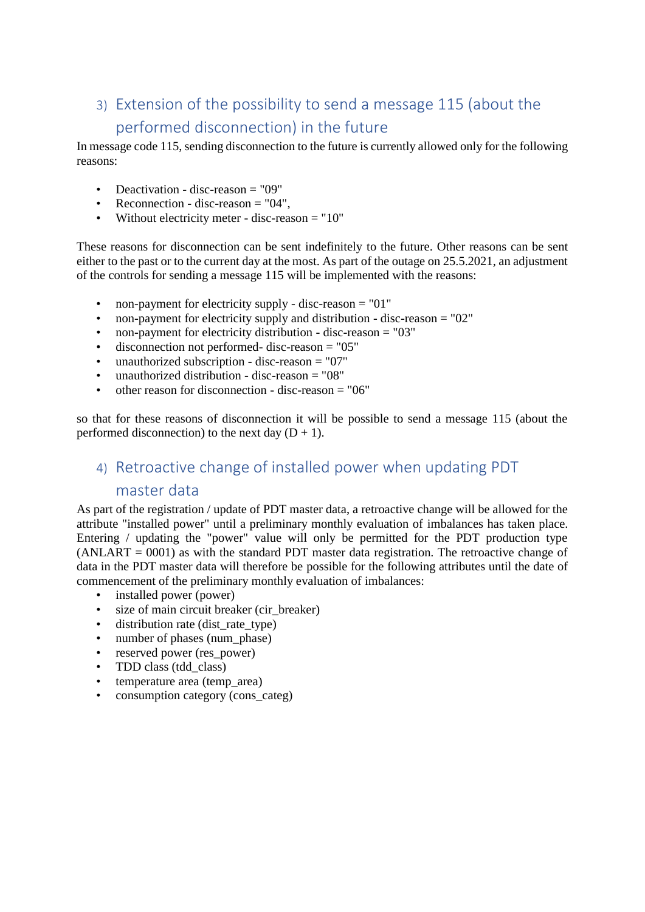## 3) Extension of the possibility to send a message 115 (about the performed disconnection) in the future

In message code 115, sending disconnection to the future is currently allowed only for the following reasons:

- Deactivation - disc-reason = "09"
- Reconnection - disc-reason = "04",
- Without electricity meter - disc-reason = "10"

These reasons for disconnection can be sent indefinitely to the future. Other reasons can be sent either to the past or to the current day at the most. As part of the outage on 25.5.2021, an adjustment of the controls for sending a message 115 will be implemented with the reasons:

- non-payment for electricity supply - disc-reason = "01"
- non-payment for electricity supply and distribution - disc-reason = "02"
- non-payment for electricity distribution - disc-reason = "03"
- disconnection not performed- disc-reason = "05"
- unauthorized subscription - disc-reason = "07"
- unauthorized distribution - disc-reason = "08"
- other reason for disconnection - disc-reason = "06"

so that for these reasons of disconnection it will be possible to send a message 115 (about the performed disconnection) to the next day (D + 1).

## 4) Retroactive change of installed power when updating PDT master data

As part of the registration / update of PDT master data, a retroactive change will be allowed for the attribute "installed power" until a preliminary monthly evaluation of imbalances has taken place. Entering / updating the "power" value will only be permitted for the PDT production type (ANLART = 0001) as with the standard PDT master data registration. The retroactive change of data in the PDT master data will therefore be possible for the following attributes until the date of commencement of the preliminary monthly evaluation of imbalances:

- installed power (power)
- size of main circuit breaker (cir_breaker)
- distribution rate (dist_rate_type)
- number of phases (num_phase)
- reserved power (res_power)
- TDD class (tdd_class)
- temperature area (temp_area)
- consumption category (cons_categ)